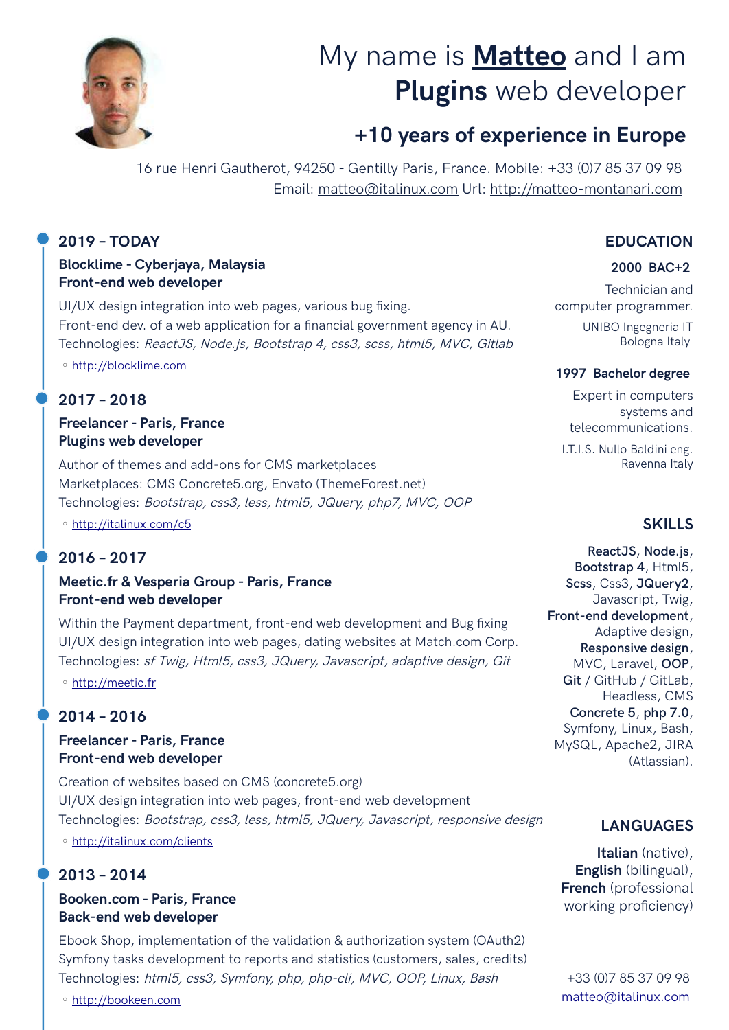# My name is **Matteo** and I am **Plugins** web developer

## +10 years of experience in Europe

16 rue Henri Gautherot, 94250 - Gentilly Paris, France. Mobile: +33 (0)7 85 37 09 98
Email: matteo@italinux.com Url: http://matteo-montanari.com

### 2019 – TODAY

**Blocklime - Cyberjaya, Malaysia**
**Front-end web developer**

UI/UX design integration into web pages, various bug fixing.
Front-end dev. of a web application for a financial government agency in AU.
Technologies: *ReactJS, Node.js, Bootstrap 4, css3, scss, html5, MVC, Gitlab*

- http://blocklime.com

### 2017 – 2018

**Freelancer - Paris, France**
**Plugins web developer**

Author of themes and add-ons for CMS marketplaces
Marketplaces: CMS Concrete5.org, Envato (ThemeForest.net)
Technologies: *Bootstrap, css3, less, html5, JQuery, php7, MVC, OOP*

- http://italinux.com/c5

### 2016 – 2017

**Meetic.fr & Vesperia Group - Paris, France**
**Front-end web developer**

Within the Payment department, front-end web development and Bug fixing
UI/UX design integration into web pages, dating websites at Match.com Corp.
Technologies: *sf Twig, Html5, css3, JQuery, Javascript, adaptive design, Git*

- http://meetic.fr

### 2014 – 2016

**Freelancer - Paris, France**
**Front-end web developer**

Creation of websites based on CMS (concrete5.org)
UI/UX design integration into web pages, front-end web development
Technologies: *Bootstrap, css3, less, html5, JQuery, Javascript, responsive design*

- http://italinux.com/clients

### 2013 – 2014

**Booken.com - Paris, France**
**Back-end web developer**

Ebook Shop, implementation of the validation & authorization system (OAuth2)
Symfony tasks development to reports and statistics (customers, sales, credits)
Technologies: *html5, css3, Symfony, php, php-cli, MVC, OOP, Linux, Bash*

- http://bookeen.com

## EDUCATION

**2000 BAC+2**

Technician and computer programmer.

UNIBO Ingegneria IT
Bologna Italy

**1997 Bachelor degree**

Expert in computers systems and telecommunications.

I.T.I.S. Nullo Baldini eng.
Ravenna Italy

## SKILLS

**ReactJS**, **Node.js**, **Bootstrap 4**, Html5, **Scss**, Css3, **JQuery2**, Javascript, Twig, **Front-end development**, Adaptive design, **Responsive design**, MVC, Laravel, **OOP**, **Git** / GitHub / GitLab, Headless, CMS **Concrete 5**, **php 7.0**, Symfony, Linux, Bash, MySQL, Apache2, JIRA (Atlassian).

## LANGUAGES

**Italian** (native), **English** (bilingual), **French** (professional working proficiency)

+33 (0)7 85 37 09 98
matteo@italinux.com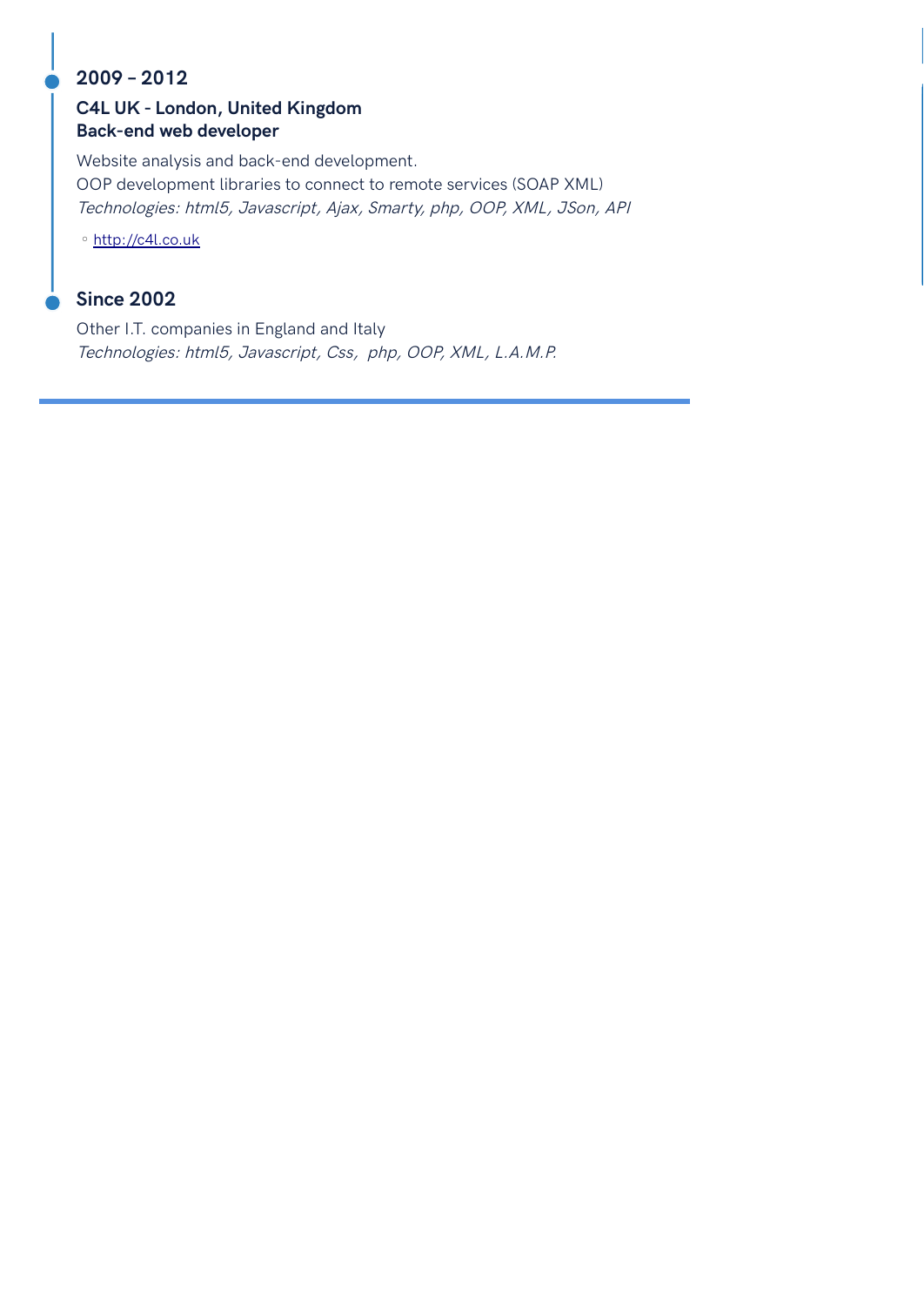### 2009 – 2012

**C4L UK - London, United Kingdom**
**Back-end web developer**

Website analysis and back-end development.
OOP development libraries to connect to remote services (SOAP XML)
*Technologies: html5, Javascript, Ajax, Smarty, php, OOP, XML, JSon, API*

- http://c4l.co.uk

### Since 2002

Other I.T. companies in England and Italy
*Technologies: html5, Javascript, Css, php, OOP, XML, L.A.M.P.*